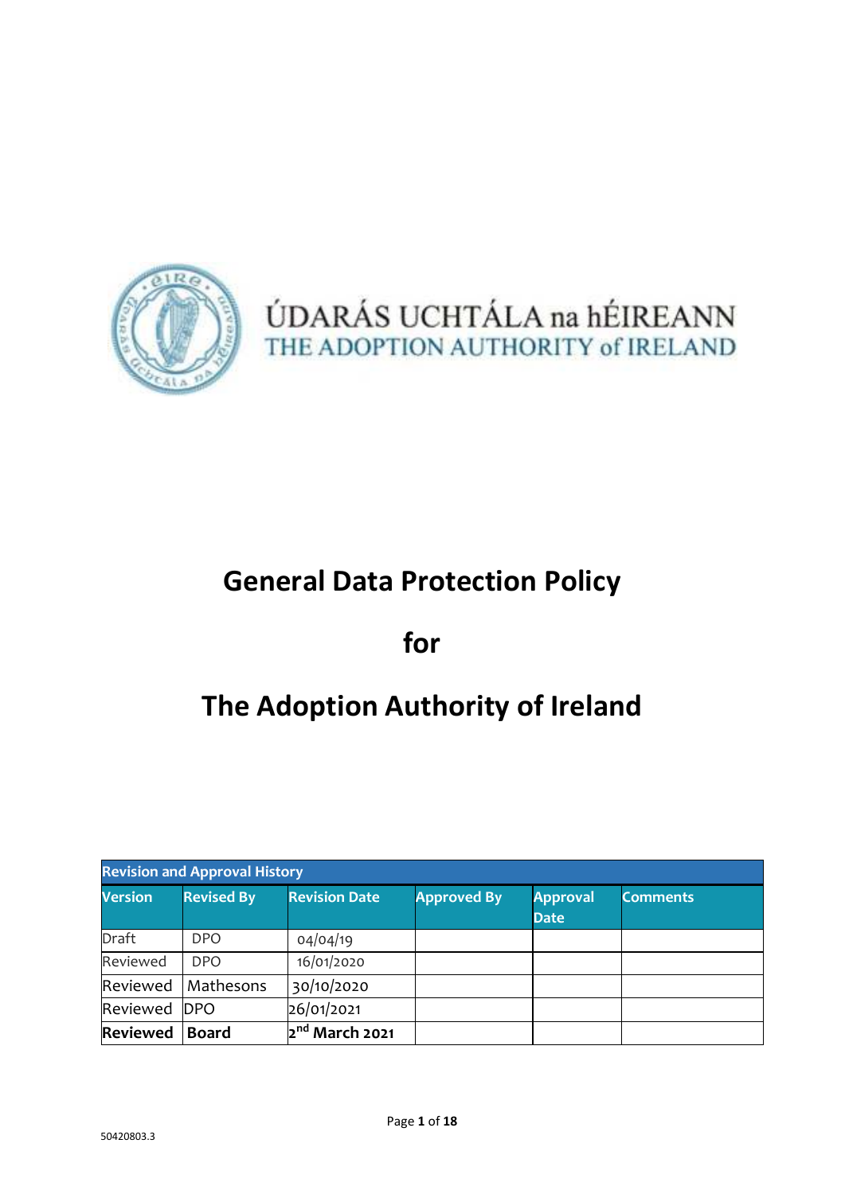ÚDARÁS UCHTÁLA na hÉIREANN
THE ADOPTION AUTHORITY of IRELAND

# General Data Protection Policy

# for

# The Adoption Authority of Ireland

| Revision and Approval History | | | | | |
|---|---|---|---|---|---|
| **Version** | **Revised By** | **Revision Date** | **Approved By** | **Approval Date** | **Comments** |
| Draft | DPO | 04/04/19 | | | |
| Reviewed | DPO | 16/01/2020 | | | |
| Reviewed | Mathesons | 30/10/2020 | | | |
| Reviewed | DPO | 26/01/2021 | | | |
| **Reviewed** | **Board** | **2nd March 2021** | | | |

50420803.3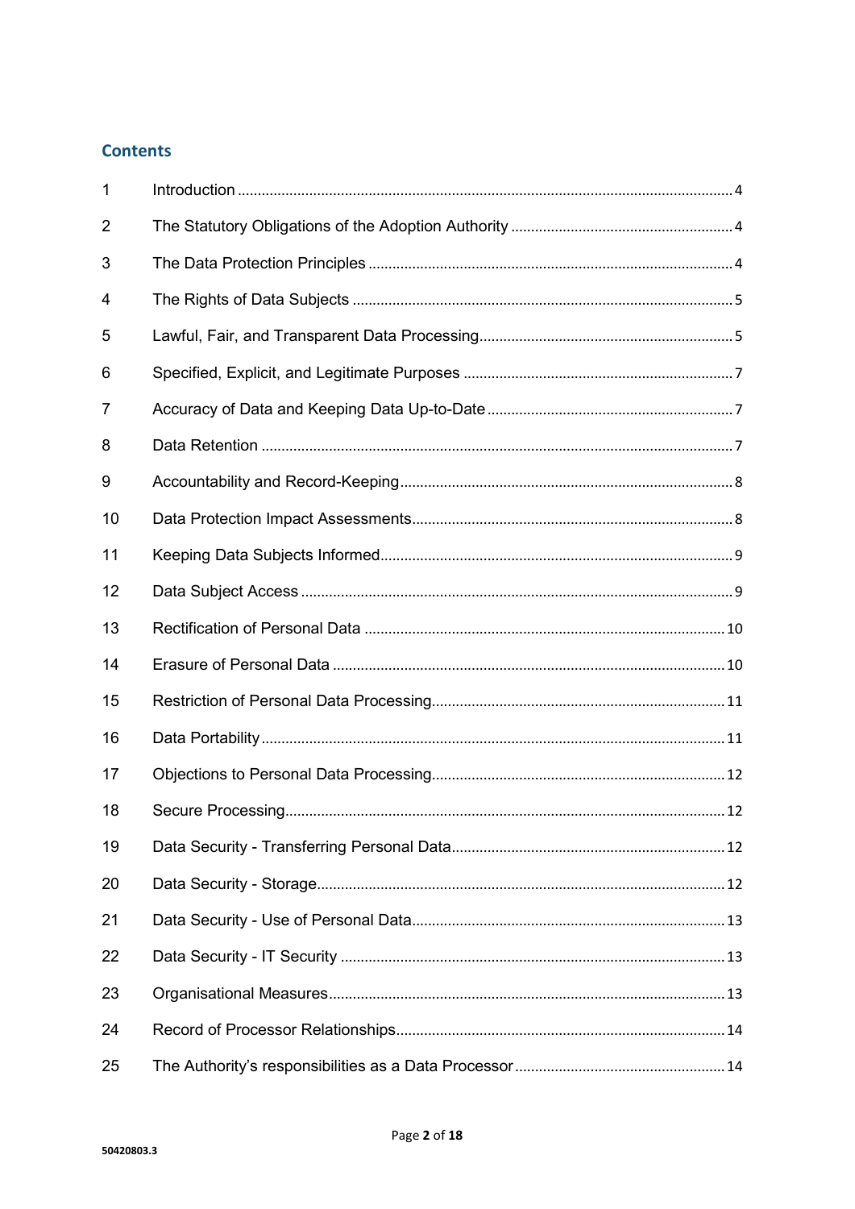## Contents

| | | |
|---|---|---|
| 1 | Introduction | 4 |
| 2 | The Statutory Obligations of the Adoption Authority | 4 |
| 3 | The Data Protection Principles | 4 |
| 4 | The Rights of Data Subjects | 5 |
| 5 | Lawful, Fair, and Transparent Data Processing | 5 |
| 6 | Specified, Explicit, and Legitimate Purposes | 7 |
| 7 | Accuracy of Data and Keeping Data Up-to-Date | 7 |
| 8 | Data Retention | 7 |
| 9 | Accountability and Record-Keeping | 8 |
| 10 | Data Protection Impact Assessments | 8 |
| 11 | Keeping Data Subjects Informed | 9 |
| 12 | Data Subject Access | 9 |
| 13 | Rectification of Personal Data | 10 |
| 14 | Erasure of Personal Data | 10 |
| 15 | Restriction of Personal Data Processing | 11 |
| 16 | Data Portability | 11 |
| 17 | Objections to Personal Data Processing | 12 |
| 18 | Secure Processing | 12 |
| 19 | Data Security - Transferring Personal Data | 12 |
| 20 | Data Security - Storage | 12 |
| 21 | Data Security - Use of Personal Data | 13 |
| 22 | Data Security - IT Security | 13 |
| 23 | Organisational Measures | 13 |
| 24 | Record of Processor Relationships | 14 |
| 25 | The Authority's responsibilities as a Data Processor | 14 |

50420803.3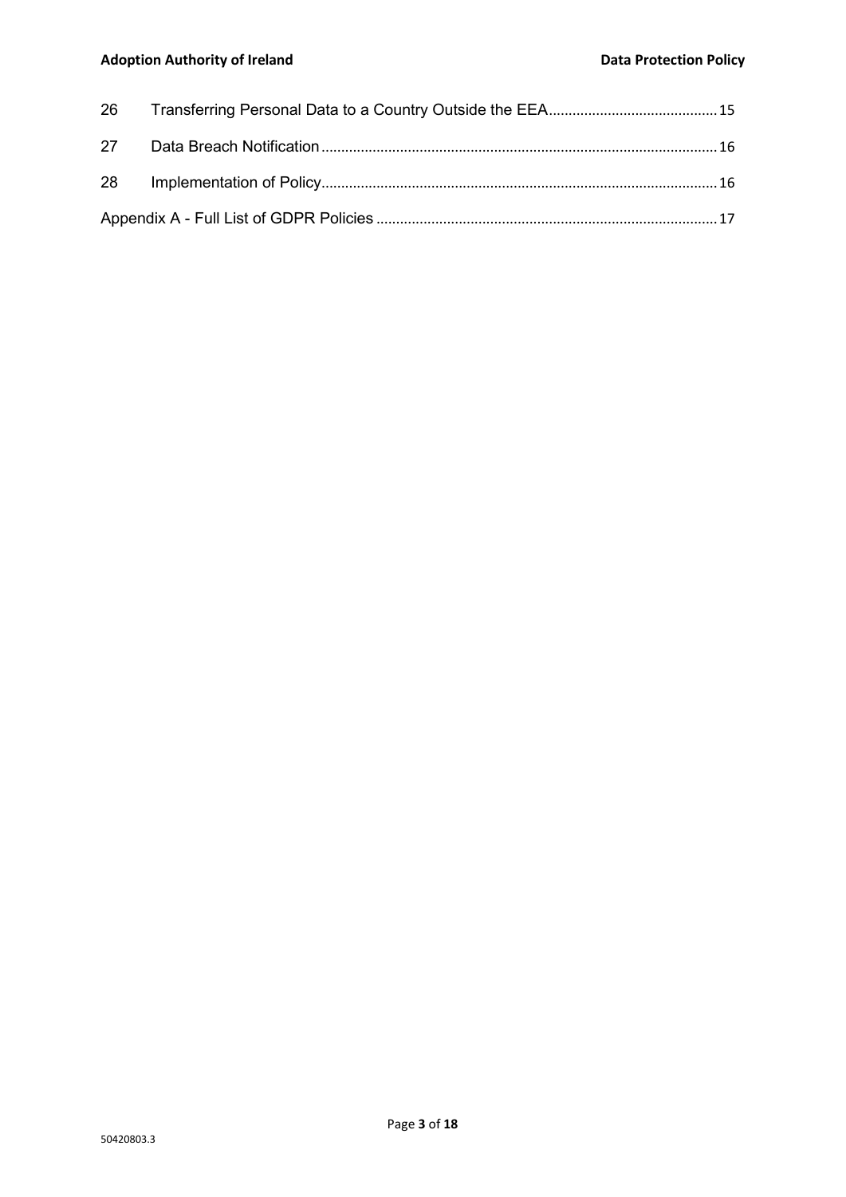| | | |
|---|---|---|
| 26 | Transferring Personal Data to a Country Outside the EEA | 15 |
| 27 | Data Breach Notification | 16 |
| 28 | Implementation of Policy | 16 |
| Appendix A - Full List of GDPR Policies | | 17 |

50420803.3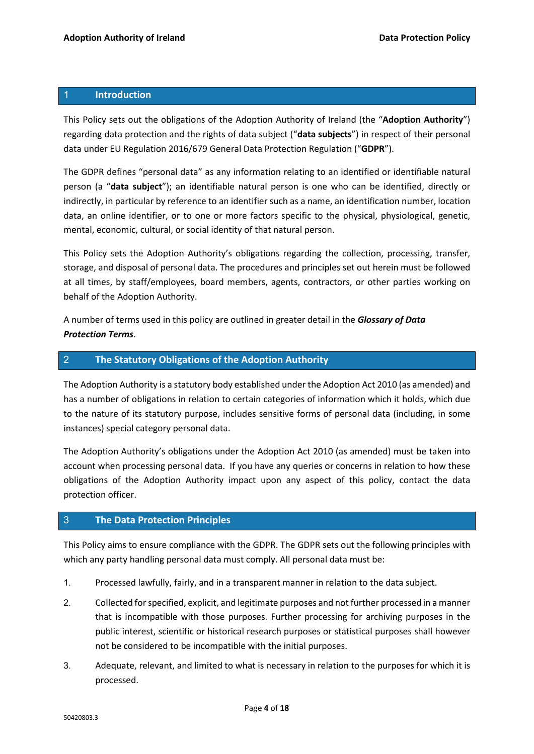## 1 Introduction

This Policy sets out the obligations of the Adoption Authority of Ireland (the "**Adoption Authority**") regarding data protection and the rights of data subject ("**data subjects**") in respect of their personal data under EU Regulation 2016/679 General Data Protection Regulation ("**GDPR**").

The GDPR defines "personal data" as any information relating to an identified or identifiable natural person (a "**data subject**"); an identifiable natural person is one who can be identified, directly or indirectly, in particular by reference to an identifier such as a name, an identification number, location data, an online identifier, or to one or more factors specific to the physical, physiological, genetic, mental, economic, cultural, or social identity of that natural person.

This Policy sets the Adoption Authority's obligations regarding the collection, processing, transfer, storage, and disposal of personal data. The procedures and principles set out herein must be followed at all times, by staff/employees, board members, agents, contractors, or other parties working on behalf of the Adoption Authority.

A number of terms used in this policy are outlined in greater detail in the ***Glossary of Data Protection Terms***.

## 2 The Statutory Obligations of the Adoption Authority

The Adoption Authority is a statutory body established under the Adoption Act 2010 (as amended) and has a number of obligations in relation to certain categories of information which it holds, which due to the nature of its statutory purpose, includes sensitive forms of personal data (including, in some instances) special category personal data.

The Adoption Authority's obligations under the Adoption Act 2010 (as amended) must be taken into account when processing personal data. If you have any queries or concerns in relation to how these obligations of the Adoption Authority impact upon any aspect of this policy, contact the data protection officer.

## 3 The Data Protection Principles

This Policy aims to ensure compliance with the GDPR. The GDPR sets out the following principles with which any party handling personal data must comply. All personal data must be:

1. Processed lawfully, fairly, and in a transparent manner in relation to the data subject.
2. Collected for specified, explicit, and legitimate purposes and not further processed in a manner that is incompatible with those purposes. Further processing for archiving purposes in the public interest, scientific or historical research purposes or statistical purposes shall however not be considered to be incompatible with the initial purposes.
3. Adequate, relevant, and limited to what is necessary in relation to the purposes for which it is processed.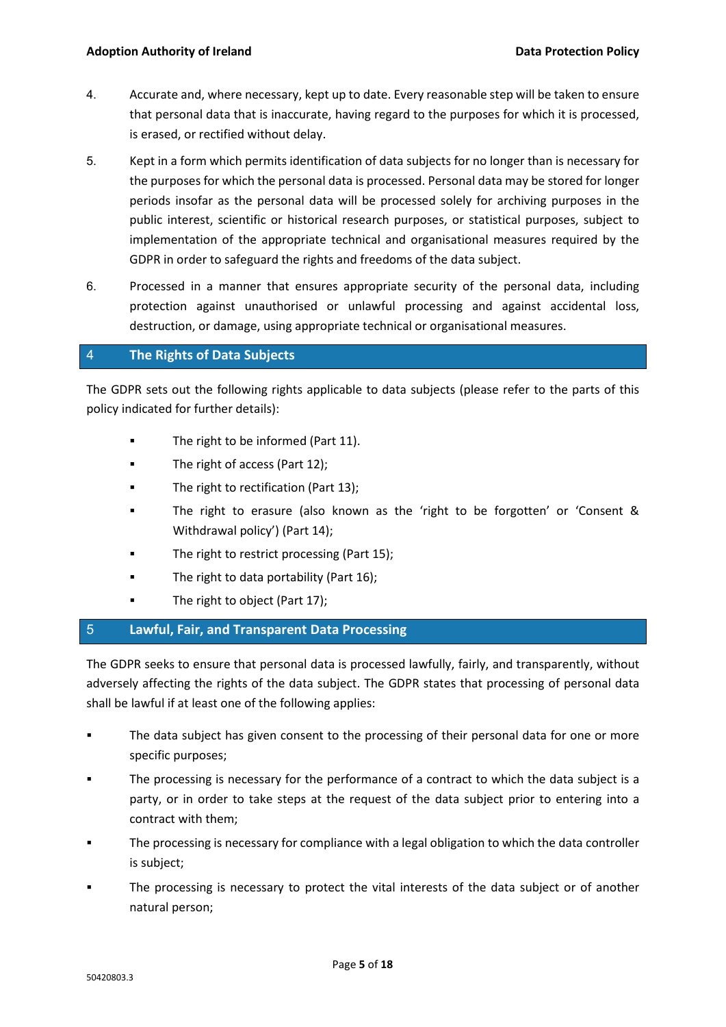4. Accurate and, where necessary, kept up to date. Every reasonable step will be taken to ensure that personal data that is inaccurate, having regard to the purposes for which it is processed, is erased, or rectified without delay.

5. Kept in a form which permits identification of data subjects for no longer than is necessary for the purposes for which the personal data is processed. Personal data may be stored for longer periods insofar as the personal data will be processed solely for archiving purposes in the public interest, scientific or historical research purposes, or statistical purposes, subject to implementation of the appropriate technical and organisational measures required by the GDPR in order to safeguard the rights and freedoms of the data subject.

6. Processed in a manner that ensures appropriate security of the personal data, including protection against unauthorised or unlawful processing and against accidental loss, destruction, or damage, using appropriate technical or organisational measures.

## 4 The Rights of Data Subjects

The GDPR sets out the following rights applicable to data subjects (please refer to the parts of this policy indicated for further details):

- The right to be informed (Part 11).
- The right of access (Part 12);
- The right to rectification (Part 13);
- The right to erasure (also known as the 'right to be forgotten' or 'Consent & Withdrawal policy') (Part 14);
- The right to restrict processing (Part 15);
- The right to data portability (Part 16);
- The right to object (Part 17);

## 5 Lawful, Fair, and Transparent Data Processing

The GDPR seeks to ensure that personal data is processed lawfully, fairly, and transparently, without adversely affecting the rights of the data subject. The GDPR states that processing of personal data shall be lawful if at least one of the following applies:

- The data subject has given consent to the processing of their personal data for one or more specific purposes;
- The processing is necessary for the performance of a contract to which the data subject is a party, or in order to take steps at the request of the data subject prior to entering into a contract with them;
- The processing is necessary for compliance with a legal obligation to which the data controller is subject;
- The processing is necessary to protect the vital interests of the data subject or of another natural person;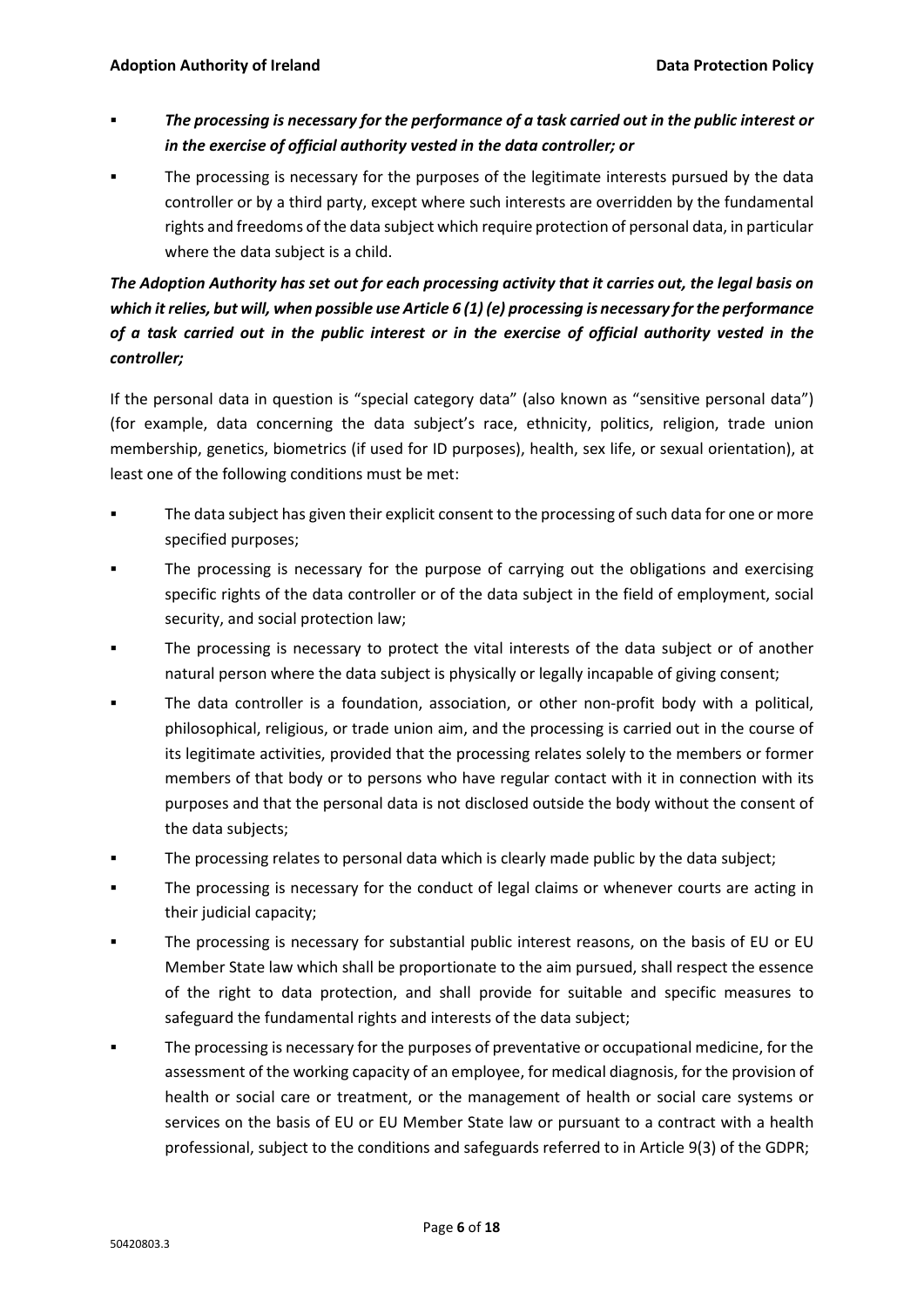- ***The processing is necessary for the performance of a task carried out in the public interest or in the exercise of official authority vested in the data controller; or***
- The processing is necessary for the purposes of the legitimate interests pursued by the data controller or by a third party, except where such interests are overridden by the fundamental rights and freedoms of the data subject which require protection of personal data, in particular where the data subject is a child.

***The Adoption Authority has set out for each processing activity that it carries out, the legal basis on which it relies, but will, when possible use Article 6 (1) (e) processing is necessary for the performance of a task carried out in the public interest or in the exercise of official authority vested in the controller;***

If the personal data in question is "special category data" (also known as "sensitive personal data") (for example, data concerning the data subject's race, ethnicity, politics, religion, trade union membership, genetics, biometrics (if used for ID purposes), health, sex life, or sexual orientation), at least one of the following conditions must be met:

- The data subject has given their explicit consent to the processing of such data for one or more specified purposes;
- The processing is necessary for the purpose of carrying out the obligations and exercising specific rights of the data controller or of the data subject in the field of employment, social security, and social protection law;
- The processing is necessary to protect the vital interests of the data subject or of another natural person where the data subject is physically or legally incapable of giving consent;
- The data controller is a foundation, association, or other non-profit body with a political, philosophical, religious, or trade union aim, and the processing is carried out in the course of its legitimate activities, provided that the processing relates solely to the members or former members of that body or to persons who have regular contact with it in connection with its purposes and that the personal data is not disclosed outside the body without the consent of the data subjects;
- The processing relates to personal data which is clearly made public by the data subject;
- The processing is necessary for the conduct of legal claims or whenever courts are acting in their judicial capacity;
- The processing is necessary for substantial public interest reasons, on the basis of EU or EU Member State law which shall be proportionate to the aim pursued, shall respect the essence of the right to data protection, and shall provide for suitable and specific measures to safeguard the fundamental rights and interests of the data subject;
- The processing is necessary for the purposes of preventative or occupational medicine, for the assessment of the working capacity of an employee, for medical diagnosis, for the provision of health or social care or treatment, or the management of health or social care systems or services on the basis of EU or EU Member State law or pursuant to a contract with a health professional, subject to the conditions and safeguards referred to in Article 9(3) of the GDPR;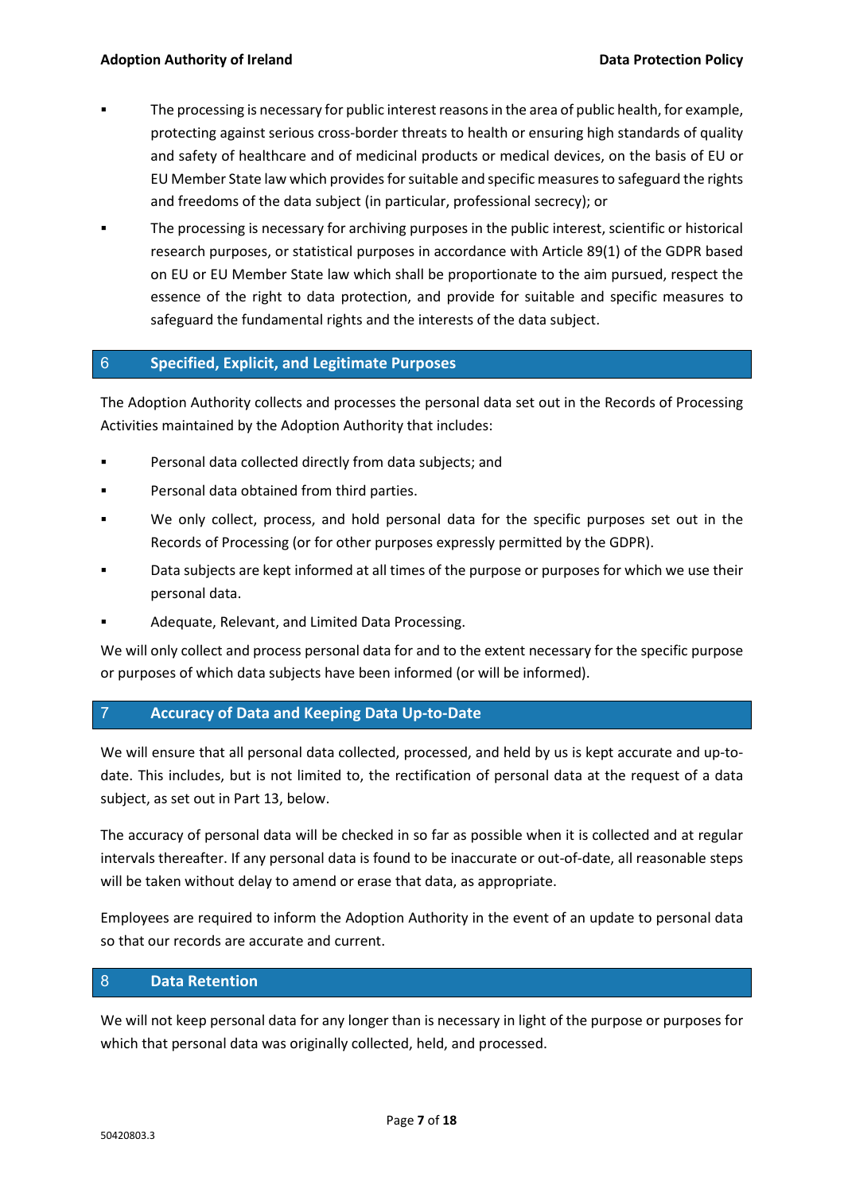- The processing is necessary for public interest reasons in the area of public health, for example, protecting against serious cross-border threats to health or ensuring high standards of quality and safety of healthcare and of medicinal products or medical devices, on the basis of EU or EU Member State law which provides for suitable and specific measures to safeguard the rights and freedoms of the data subject (in particular, professional secrecy); or
- The processing is necessary for archiving purposes in the public interest, scientific or historical research purposes, or statistical purposes in accordance with Article 89(1) of the GDPR based on EU or EU Member State law which shall be proportionate to the aim pursued, respect the essence of the right to data protection, and provide for suitable and specific measures to safeguard the fundamental rights and the interests of the data subject.

## 6 Specified, Explicit, and Legitimate Purposes

The Adoption Authority collects and processes the personal data set out in the Records of Processing Activities maintained by the Adoption Authority that includes:

- Personal data collected directly from data subjects; and
- Personal data obtained from third parties.
- We only collect, process, and hold personal data for the specific purposes set out in the Records of Processing (or for other purposes expressly permitted by the GDPR).
- Data subjects are kept informed at all times of the purpose or purposes for which we use their personal data.
- Adequate, Relevant, and Limited Data Processing.

We will only collect and process personal data for and to the extent necessary for the specific purpose or purposes of which data subjects have been informed (or will be informed).

## 7 Accuracy of Data and Keeping Data Up-to-Date

We will ensure that all personal data collected, processed, and held by us is kept accurate and up-to-date. This includes, but is not limited to, the rectification of personal data at the request of a data subject, as set out in Part 13, below.

The accuracy of personal data will be checked in so far as possible when it is collected and at regular intervals thereafter. If any personal data is found to be inaccurate or out-of-date, all reasonable steps will be taken without delay to amend or erase that data, as appropriate.

Employees are required to inform the Adoption Authority in the event of an update to personal data so that our records are accurate and current.

## 8 Data Retention

We will not keep personal data for any longer than is necessary in light of the purpose or purposes for which that personal data was originally collected, held, and processed.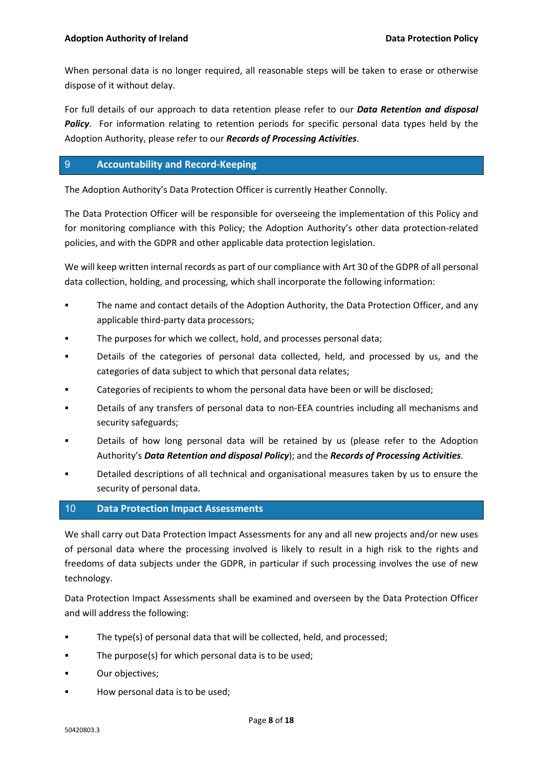When personal data is no longer required, all reasonable steps will be taken to erase or otherwise dispose of it without delay.

For full details of our approach to data retention please refer to our ***Data Retention and disposal Policy***. For information relating to retention periods for specific personal data types held by the Adoption Authority, please refer to our ***Records of Processing Activities***.

## 9 Accountability and Record-Keeping

The Adoption Authority's Data Protection Officer is currently Heather Connolly.

The Data Protection Officer will be responsible for overseeing the implementation of this Policy and for monitoring compliance with this Policy; the Adoption Authority's other data protection-related policies, and with the GDPR and other applicable data protection legislation.

We will keep written internal records as part of our compliance with Art 30 of the GDPR of all personal data collection, holding, and processing, which shall incorporate the following information:

- The name and contact details of the Adoption Authority, the Data Protection Officer, and any applicable third-party data processors;
- The purposes for which we collect, hold, and processes personal data;
- Details of the categories of personal data collected, held, and processed by us, and the categories of data subject to which that personal data relates;
- Categories of recipients to whom the personal data have been or will be disclosed;
- Details of any transfers of personal data to non-EEA countries including all mechanisms and security safeguards;
- Details of how long personal data will be retained by us (please refer to the Adoption Authority's ***Data Retention and disposal Policy***); and the ***Records of Processing Activities***.
- Detailed descriptions of all technical and organisational measures taken by us to ensure the security of personal data.

## 10 Data Protection Impact Assessments

We shall carry out Data Protection Impact Assessments for any and all new projects and/or new uses of personal data where the processing involved is likely to result in a high risk to the rights and freedoms of data subjects under the GDPR, in particular if such processing involves the use of new technology.

Data Protection Impact Assessments shall be examined and overseen by the Data Protection Officer and will address the following:

- The type(s) of personal data that will be collected, held, and processed;
- The purpose(s) for which personal data is to be used;
- Our objectives;
- How personal data is to be used;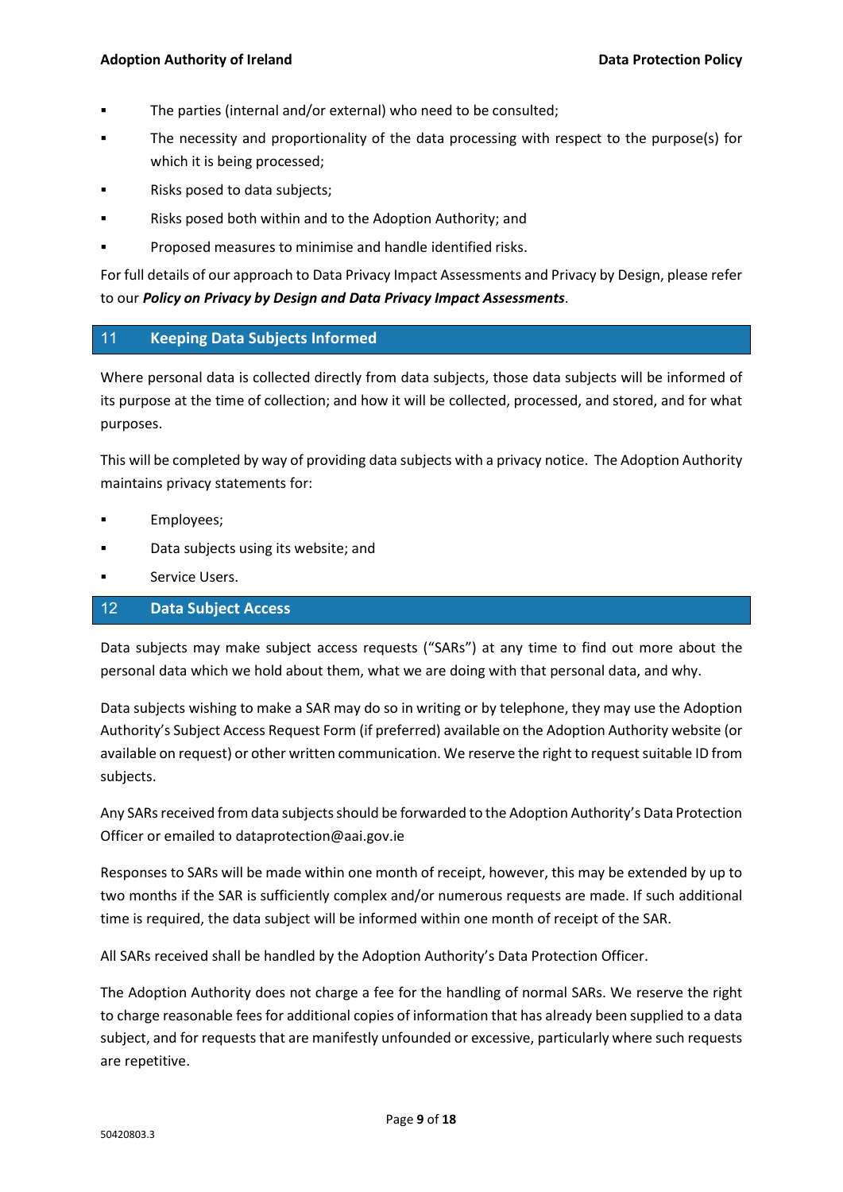- The parties (internal and/or external) who need to be consulted;
- The necessity and proportionality of the data processing with respect to the purpose(s) for which it is being processed;
- Risks posed to data subjects;
- Risks posed both within and to the Adoption Authority; and
- Proposed measures to minimise and handle identified risks.

For full details of our approach to Data Privacy Impact Assessments and Privacy by Design, please refer to our ***Policy on Privacy by Design and Data Privacy Impact Assessments***.

## 11 Keeping Data Subjects Informed

Where personal data is collected directly from data subjects, those data subjects will be informed of its purpose at the time of collection; and how it will be collected, processed, and stored, and for what purposes.

This will be completed by way of providing data subjects with a privacy notice. The Adoption Authority maintains privacy statements for:

- Employees;
- Data subjects using its website; and
- Service Users.

## 12 Data Subject Access

Data subjects may make subject access requests ("SARs") at any time to find out more about the personal data which we hold about them, what we are doing with that personal data, and why.

Data subjects wishing to make a SAR may do so in writing or by telephone, they may use the Adoption Authority's Subject Access Request Form (if preferred) available on the Adoption Authority website (or available on request) or other written communication. We reserve the right to request suitable ID from subjects.

Any SARs received from data subjects should be forwarded to the Adoption Authority's Data Protection Officer or emailed to dataprotection@aai.gov.ie

Responses to SARs will be made within one month of receipt, however, this may be extended by up to two months if the SAR is sufficiently complex and/or numerous requests are made. If such additional time is required, the data subject will be informed within one month of receipt of the SAR.

All SARs received shall be handled by the Adoption Authority's Data Protection Officer.

The Adoption Authority does not charge a fee for the handling of normal SARs. We reserve the right to charge reasonable fees for additional copies of information that has already been supplied to a data subject, and for requests that are manifestly unfounded or excessive, particularly where such requests are repetitive.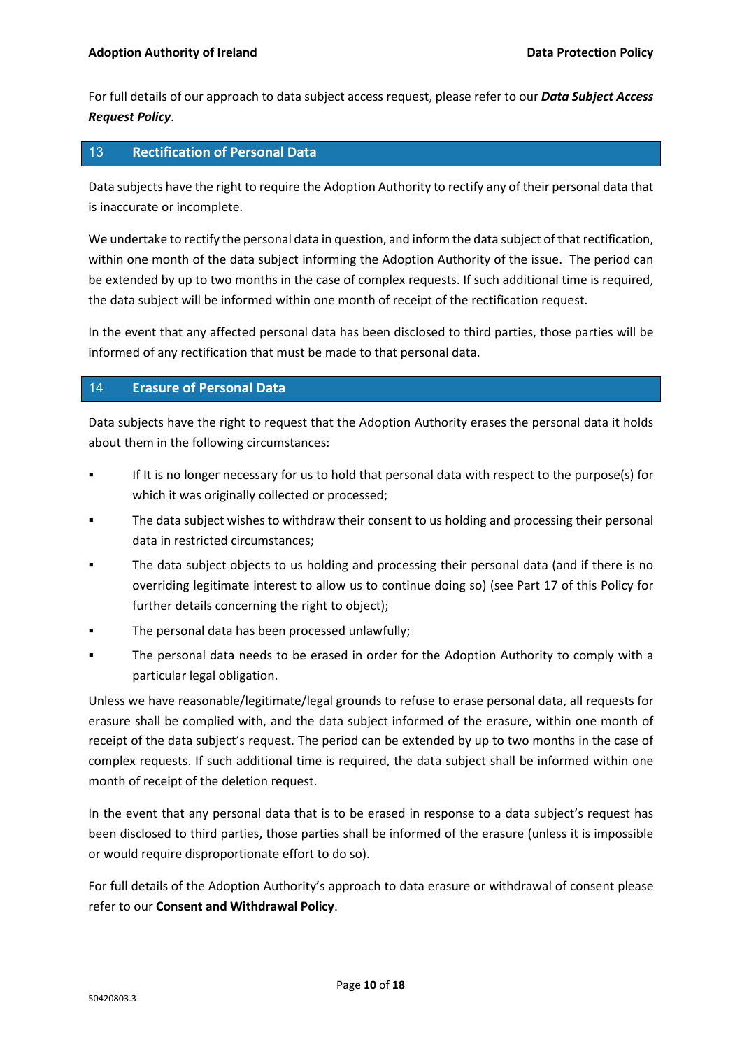For full details of our approach to data subject access request, please refer to our ***Data Subject Access Request Policy***.

## 13 Rectification of Personal Data

Data subjects have the right to require the Adoption Authority to rectify any of their personal data that is inaccurate or incomplete.

We undertake to rectify the personal data in question, and inform the data subject of that rectification, within one month of the data subject informing the Adoption Authority of the issue. The period can be extended by up to two months in the case of complex requests. If such additional time is required, the data subject will be informed within one month of receipt of the rectification request.

In the event that any affected personal data has been disclosed to third parties, those parties will be informed of any rectification that must be made to that personal data.

## 14 Erasure of Personal Data

Data subjects have the right to request that the Adoption Authority erases the personal data it holds about them in the following circumstances:

- If It is no longer necessary for us to hold that personal data with respect to the purpose(s) for which it was originally collected or processed;
- The data subject wishes to withdraw their consent to us holding and processing their personal data in restricted circumstances;
- The data subject objects to us holding and processing their personal data (and if there is no overriding legitimate interest to allow us to continue doing so) (see Part 17 of this Policy for further details concerning the right to object);
- The personal data has been processed unlawfully;
- The personal data needs to be erased in order for the Adoption Authority to comply with a particular legal obligation.

Unless we have reasonable/legitimate/legal grounds to refuse to erase personal data, all requests for erasure shall be complied with, and the data subject informed of the erasure, within one month of receipt of the data subject's request. The period can be extended by up to two months in the case of complex requests. If such additional time is required, the data subject shall be informed within one month of receipt of the deletion request.

In the event that any personal data that is to be erased in response to a data subject's request has been disclosed to third parties, those parties shall be informed of the erasure (unless it is impossible or would require disproportionate effort to do so).

For full details of the Adoption Authority's approach to data erasure or withdrawal of consent please refer to our **Consent and Withdrawal Policy**.

50420803.3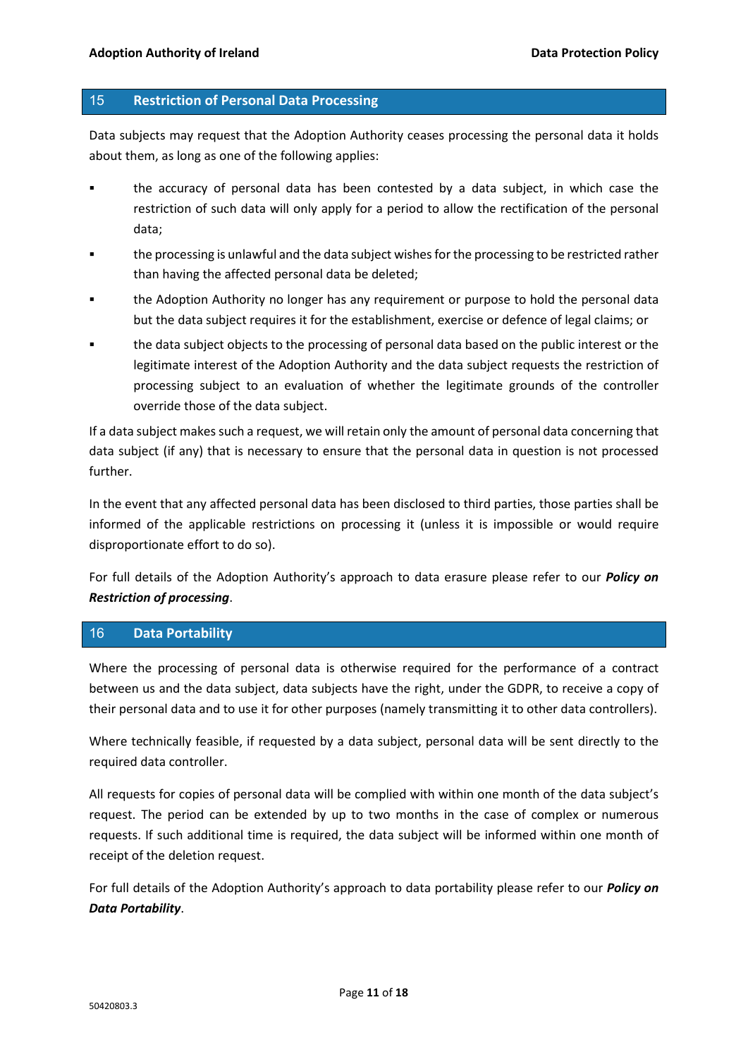## 15 Restriction of Personal Data Processing

Data subjects may request that the Adoption Authority ceases processing the personal data it holds about them, as long as one of the following applies:

- the accuracy of personal data has been contested by a data subject, in which case the restriction of such data will only apply for a period to allow the rectification of the personal data;
- the processing is unlawful and the data subject wishes for the processing to be restricted rather than having the affected personal data be deleted;
- the Adoption Authority no longer has any requirement or purpose to hold the personal data but the data subject requires it for the establishment, exercise or defence of legal claims; or
- the data subject objects to the processing of personal data based on the public interest or the legitimate interest of the Adoption Authority and the data subject requests the restriction of processing subject to an evaluation of whether the legitimate grounds of the controller override those of the data subject.

If a data subject makes such a request, we will retain only the amount of personal data concerning that data subject (if any) that is necessary to ensure that the personal data in question is not processed further.

In the event that any affected personal data has been disclosed to third parties, those parties shall be informed of the applicable restrictions on processing it (unless it is impossible or would require disproportionate effort to do so).

For full details of the Adoption Authority's approach to data erasure please refer to our ***Policy on Restriction of processing***.

## 16 Data Portability

Where the processing of personal data is otherwise required for the performance of a contract between us and the data subject, data subjects have the right, under the GDPR, to receive a copy of their personal data and to use it for other purposes (namely transmitting it to other data controllers).

Where technically feasible, if requested by a data subject, personal data will be sent directly to the required data controller.

All requests for copies of personal data will be complied with within one month of the data subject's request. The period can be extended by up to two months in the case of complex or numerous requests. If such additional time is required, the data subject will be informed within one month of receipt of the deletion request.

For full details of the Adoption Authority's approach to data portability please refer to our ***Policy on Data Portability***.

50420803.3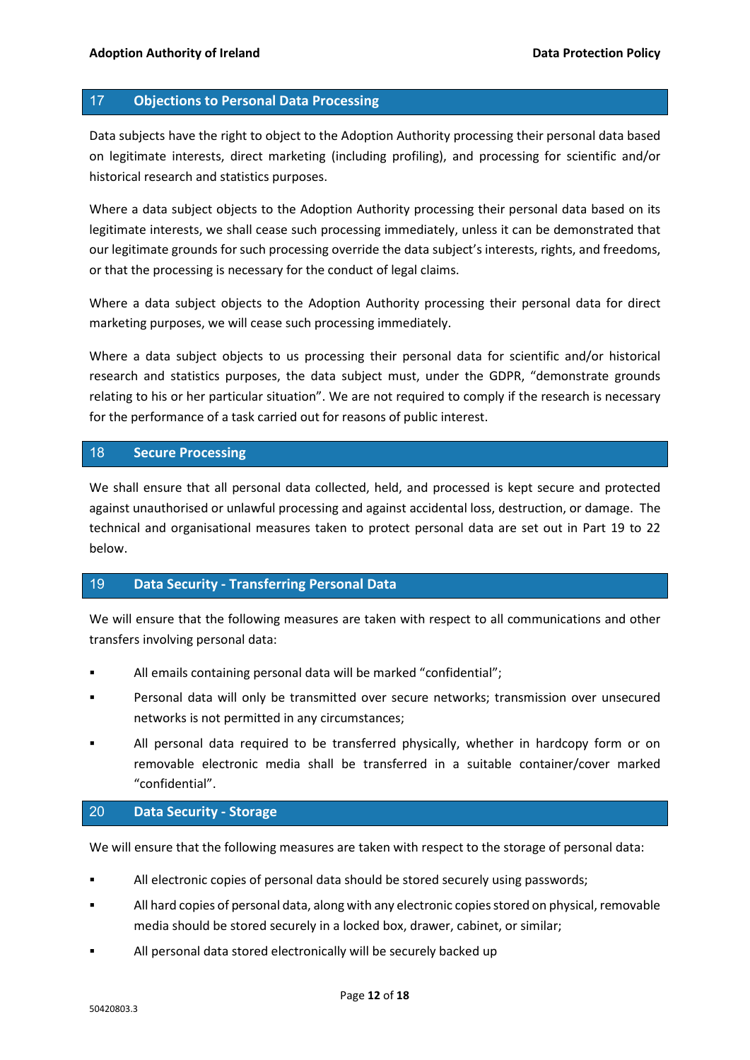## 17 Objections to Personal Data Processing

Data subjects have the right to object to the Adoption Authority processing their personal data based on legitimate interests, direct marketing (including profiling), and processing for scientific and/or historical research and statistics purposes.

Where a data subject objects to the Adoption Authority processing their personal data based on its legitimate interests, we shall cease such processing immediately, unless it can be demonstrated that our legitimate grounds for such processing override the data subject's interests, rights, and freedoms, or that the processing is necessary for the conduct of legal claims.

Where a data subject objects to the Adoption Authority processing their personal data for direct marketing purposes, we will cease such processing immediately.

Where a data subject objects to us processing their personal data for scientific and/or historical research and statistics purposes, the data subject must, under the GDPR, "demonstrate grounds relating to his or her particular situation". We are not required to comply if the research is necessary for the performance of a task carried out for reasons of public interest.

## 18 Secure Processing

We shall ensure that all personal data collected, held, and processed is kept secure and protected against unauthorised or unlawful processing and against accidental loss, destruction, or damage. The technical and organisational measures taken to protect personal data are set out in Part 19 to 22 below.

## 19 Data Security - Transferring Personal Data

We will ensure that the following measures are taken with respect to all communications and other transfers involving personal data:

- All emails containing personal data will be marked "confidential";
- Personal data will only be transmitted over secure networks; transmission over unsecured networks is not permitted in any circumstances;
- All personal data required to be transferred physically, whether in hardcopy form or on removable electronic media shall be transferred in a suitable container/cover marked "confidential".

## 20 Data Security - Storage

We will ensure that the following measures are taken with respect to the storage of personal data:

- All electronic copies of personal data should be stored securely using passwords;
- All hard copies of personal data, along with any electronic copies stored on physical, removable media should be stored securely in a locked box, drawer, cabinet, or similar;
- All personal data stored electronically will be securely backed up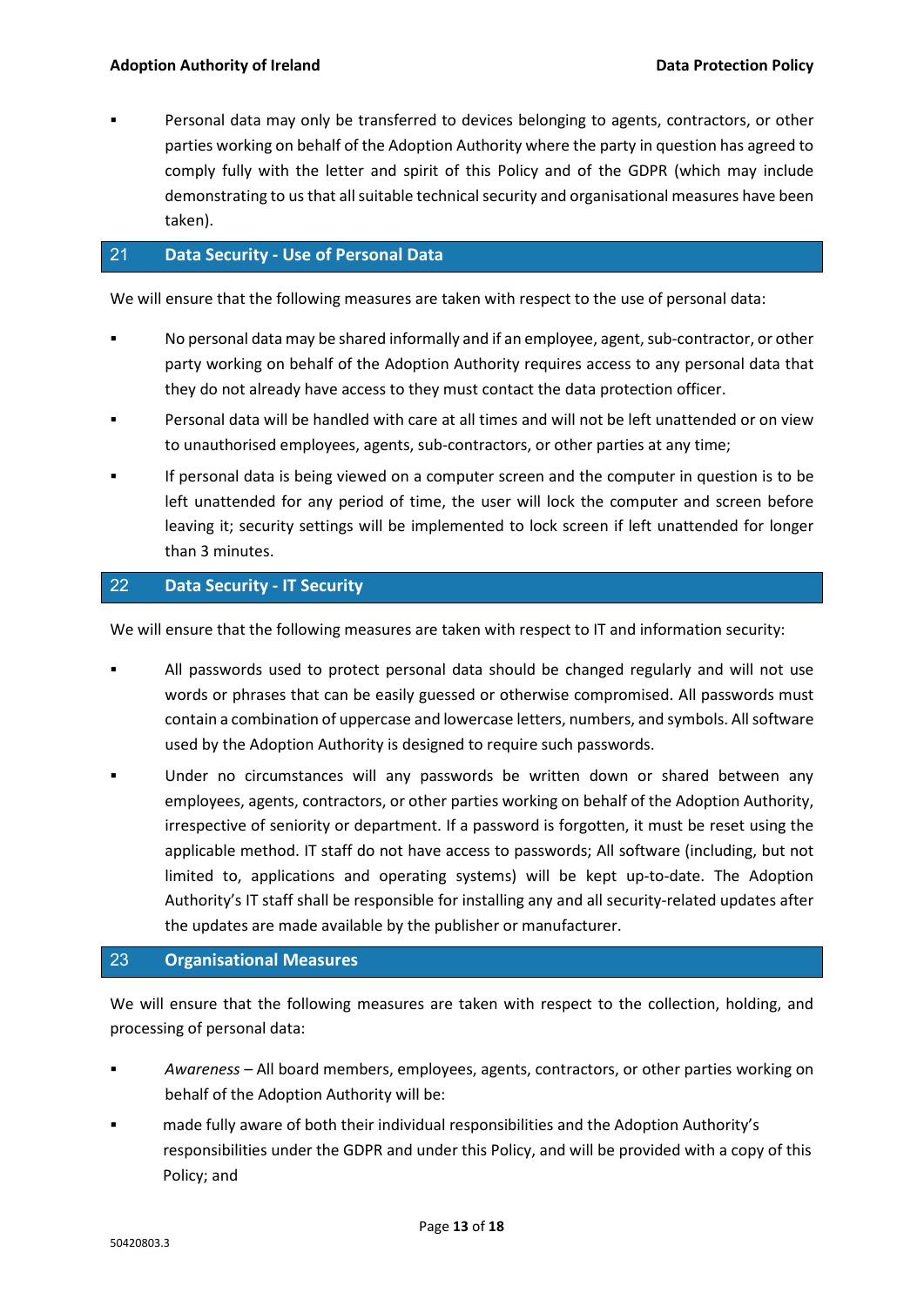- Personal data may only be transferred to devices belonging to agents, contractors, or other parties working on behalf of the Adoption Authority where the party in question has agreed to comply fully with the letter and spirit of this Policy and of the GDPR (which may include demonstrating to us that all suitable technical security and organisational measures have been taken).

## 21 Data Security - Use of Personal Data

We will ensure that the following measures are taken with respect to the use of personal data:

- No personal data may be shared informally and if an employee, agent, sub-contractor, or other party working on behalf of the Adoption Authority requires access to any personal data that they do not already have access to they must contact the data protection officer.
- Personal data will be handled with care at all times and will not be left unattended or on view to unauthorised employees, agents, sub-contractors, or other parties at any time;
- If personal data is being viewed on a computer screen and the computer in question is to be left unattended for any period of time, the user will lock the computer and screen before leaving it; security settings will be implemented to lock screen if left unattended for longer than 3 minutes.

## 22 Data Security - IT Security

We will ensure that the following measures are taken with respect to IT and information security:

- All passwords used to protect personal data should be changed regularly and will not use words or phrases that can be easily guessed or otherwise compromised. All passwords must contain a combination of uppercase and lowercase letters, numbers, and symbols. All software used by the Adoption Authority is designed to require such passwords.
- Under no circumstances will any passwords be written down or shared between any employees, agents, contractors, or other parties working on behalf of the Adoption Authority, irrespective of seniority or department. If a password is forgotten, it must be reset using the applicable method. IT staff do not have access to passwords; All software (including, but not limited to, applications and operating systems) will be kept up-to-date. The Adoption Authority's IT staff shall be responsible for installing any and all security-related updates after the updates are made available by the publisher or manufacturer.

## 23 Organisational Measures

We will ensure that the following measures are taken with respect to the collection, holding, and processing of personal data:

- *Awareness* – All board members, employees, agents, contractors, or other parties working on behalf of the Adoption Authority will be:
- made fully aware of both their individual responsibilities and the Adoption Authority's responsibilities under the GDPR and under this Policy, and will be provided with a copy of this Policy; and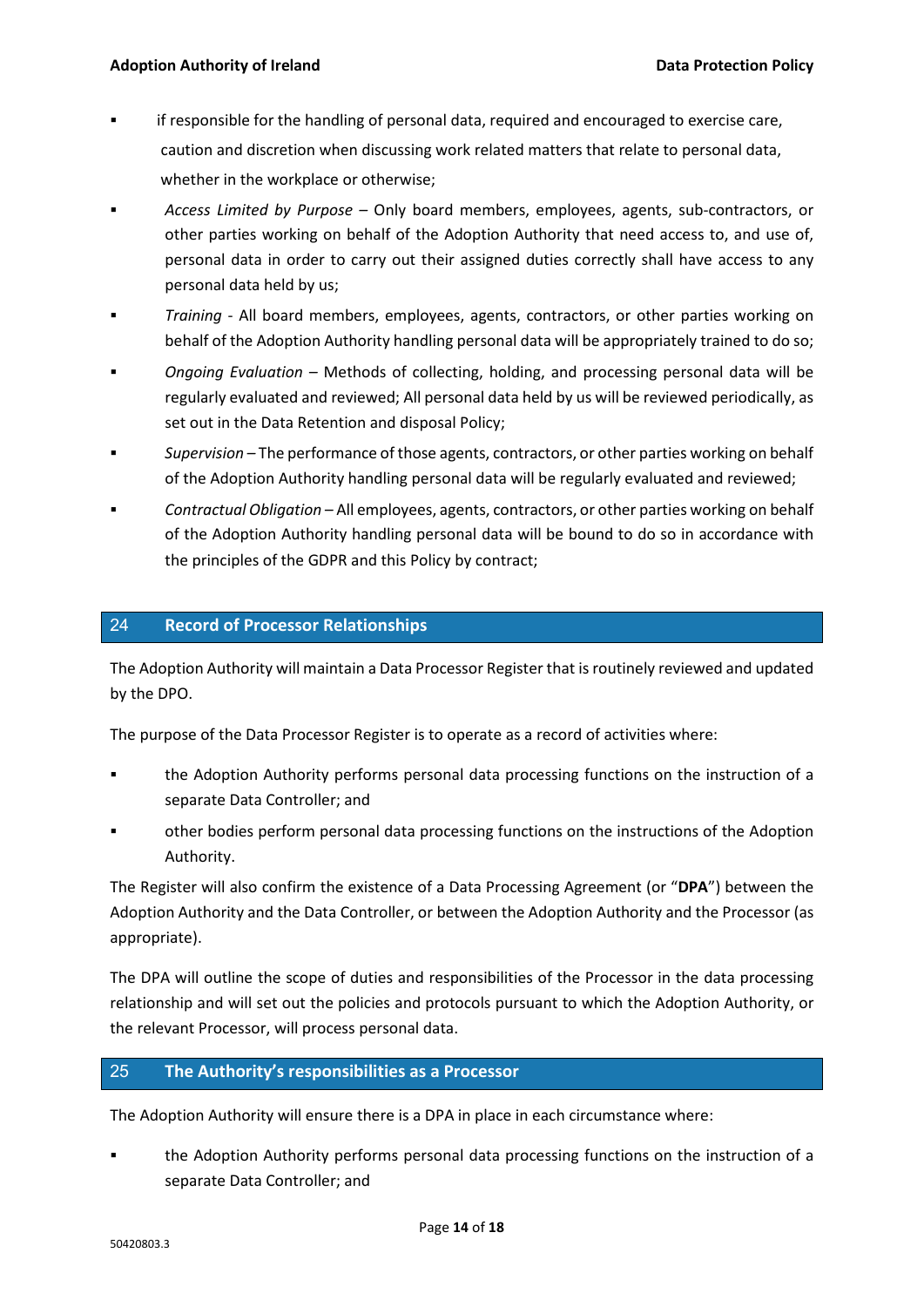- if responsible for the handling of personal data, required and encouraged to exercise care, caution and discretion when discussing work related matters that relate to personal data, whether in the workplace or otherwise;
- *Access Limited by Purpose* – Only board members, employees, agents, sub-contractors, or other parties working on behalf of the Adoption Authority that need access to, and use of, personal data in order to carry out their assigned duties correctly shall have access to any personal data held by us;
- *Training* - All board members, employees, agents, contractors, or other parties working on behalf of the Adoption Authority handling personal data will be appropriately trained to do so;
- *Ongoing Evaluation* – Methods of collecting, holding, and processing personal data will be regularly evaluated and reviewed; All personal data held by us will be reviewed periodically, as set out in the Data Retention and disposal Policy;
- *Supervision* – The performance of those agents, contractors, or other parties working on behalf of the Adoption Authority handling personal data will be regularly evaluated and reviewed;
- *Contractual Obligation* – All employees, agents, contractors, or other parties working on behalf of the Adoption Authority handling personal data will be bound to do so in accordance with the principles of the GDPR and this Policy by contract;

## 24 Record of Processor Relationships

The Adoption Authority will maintain a Data Processor Register that is routinely reviewed and updated by the DPO.

The purpose of the Data Processor Register is to operate as a record of activities where:

- the Adoption Authority performs personal data processing functions on the instruction of a separate Data Controller; and
- other bodies perform personal data processing functions on the instructions of the Adoption Authority.

The Register will also confirm the existence of a Data Processing Agreement (or "**DPA**") between the Adoption Authority and the Data Controller, or between the Adoption Authority and the Processor (as appropriate).

The DPA will outline the scope of duties and responsibilities of the Processor in the data processing relationship and will set out the policies and protocols pursuant to which the Adoption Authority, or the relevant Processor, will process personal data.

## 25 The Authority's responsibilities as a Processor

The Adoption Authority will ensure there is a DPA in place in each circumstance where:

- the Adoption Authority performs personal data processing functions on the instruction of a separate Data Controller; and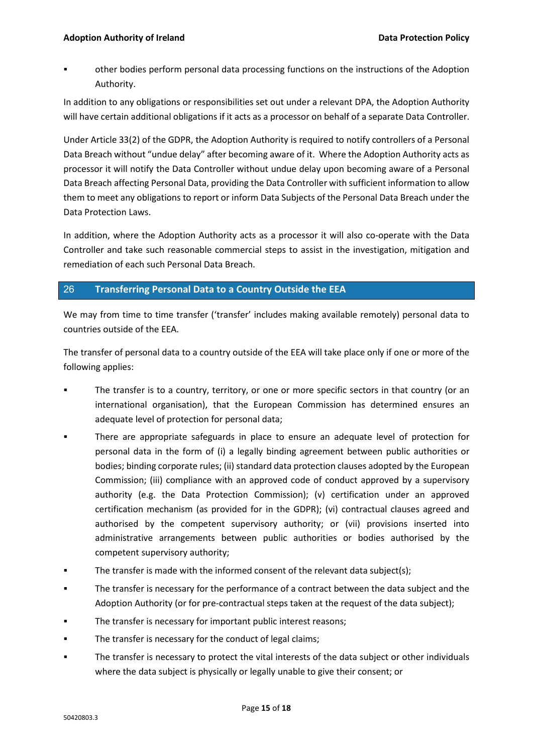- other bodies perform personal data processing functions on the instructions of the Adoption Authority.

In addition to any obligations or responsibilities set out under a relevant DPA, the Adoption Authority will have certain additional obligations if it acts as a processor on behalf of a separate Data Controller.

Under Article 33(2) of the GDPR, the Adoption Authority is required to notify controllers of a Personal Data Breach without "undue delay" after becoming aware of it. Where the Adoption Authority acts as processor it will notify the Data Controller without undue delay upon becoming aware of a Personal Data Breach affecting Personal Data, providing the Data Controller with sufficient information to allow them to meet any obligations to report or inform Data Subjects of the Personal Data Breach under the Data Protection Laws.

In addition, where the Adoption Authority acts as a processor it will also co-operate with the Data Controller and take such reasonable commercial steps to assist in the investigation, mitigation and remediation of each such Personal Data Breach.

## 26 Transferring Personal Data to a Country Outside the EEA

We may from time to time transfer ('transfer' includes making available remotely) personal data to countries outside of the EEA.

The transfer of personal data to a country outside of the EEA will take place only if one or more of the following applies:

- The transfer is to a country, territory, or one or more specific sectors in that country (or an international organisation), that the European Commission has determined ensures an adequate level of protection for personal data;
- There are appropriate safeguards in place to ensure an adequate level of protection for personal data in the form of (i) a legally binding agreement between public authorities or bodies; binding corporate rules; (ii) standard data protection clauses adopted by the European Commission; (iii) compliance with an approved code of conduct approved by a supervisory authority (e.g. the Data Protection Commission); (v) certification under an approved certification mechanism (as provided for in the GDPR); (vi) contractual clauses agreed and authorised by the competent supervisory authority; or (vii) provisions inserted into administrative arrangements between public authorities or bodies authorised by the competent supervisory authority;
- The transfer is made with the informed consent of the relevant data subject(s);
- The transfer is necessary for the performance of a contract between the data subject and the Adoption Authority (or for pre-contractual steps taken at the request of the data subject);
- The transfer is necessary for important public interest reasons;
- The transfer is necessary for the conduct of legal claims;
- The transfer is necessary to protect the vital interests of the data subject or other individuals where the data subject is physically or legally unable to give their consent; or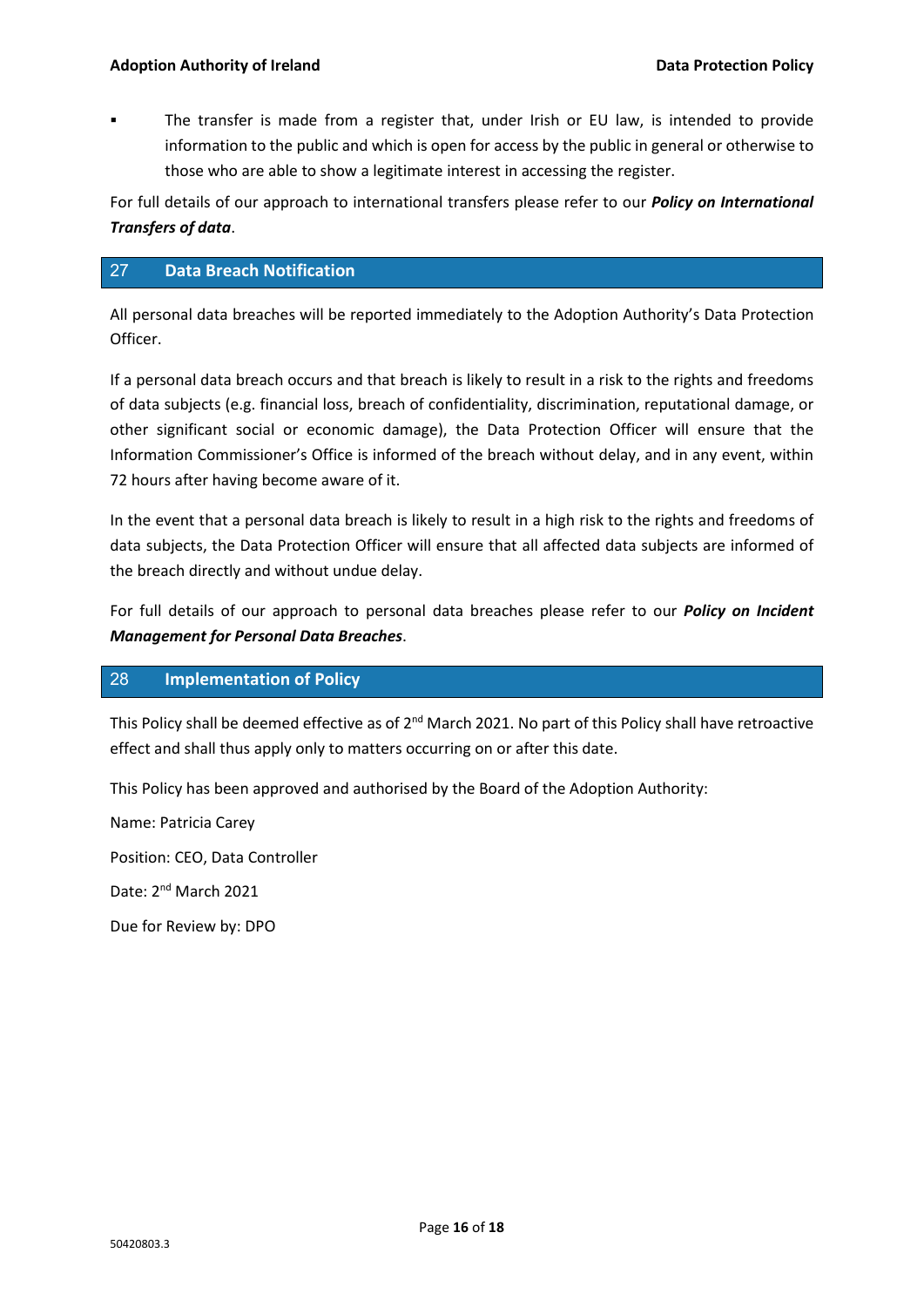- The transfer is made from a register that, under Irish or EU law, is intended to provide information to the public and which is open for access by the public in general or otherwise to those who are able to show a legitimate interest in accessing the register.

For full details of our approach to international transfers please refer to our ***Policy on International Transfers of data***.

## 27 Data Breach Notification

All personal data breaches will be reported immediately to the Adoption Authority's Data Protection Officer.

If a personal data breach occurs and that breach is likely to result in a risk to the rights and freedoms of data subjects (e.g. financial loss, breach of confidentiality, discrimination, reputational damage, or other significant social or economic damage), the Data Protection Officer will ensure that the Information Commissioner's Office is informed of the breach without delay, and in any event, within 72 hours after having become aware of it.

In the event that a personal data breach is likely to result in a high risk to the rights and freedoms of data subjects, the Data Protection Officer will ensure that all affected data subjects are informed of the breach directly and without undue delay.

For full details of our approach to personal data breaches please refer to our ***Policy on Incident Management for Personal Data Breaches***.

## 28 Implementation of Policy

This Policy shall be deemed effective as of 2nd March 2021. No part of this Policy shall have retroactive effect and shall thus apply only to matters occurring on or after this date.

This Policy has been approved and authorised by the Board of the Adoption Authority:

Name: Patricia Carey

Position: CEO, Data Controller

Date: 2nd March 2021

Due for Review by: DPO

50420803.3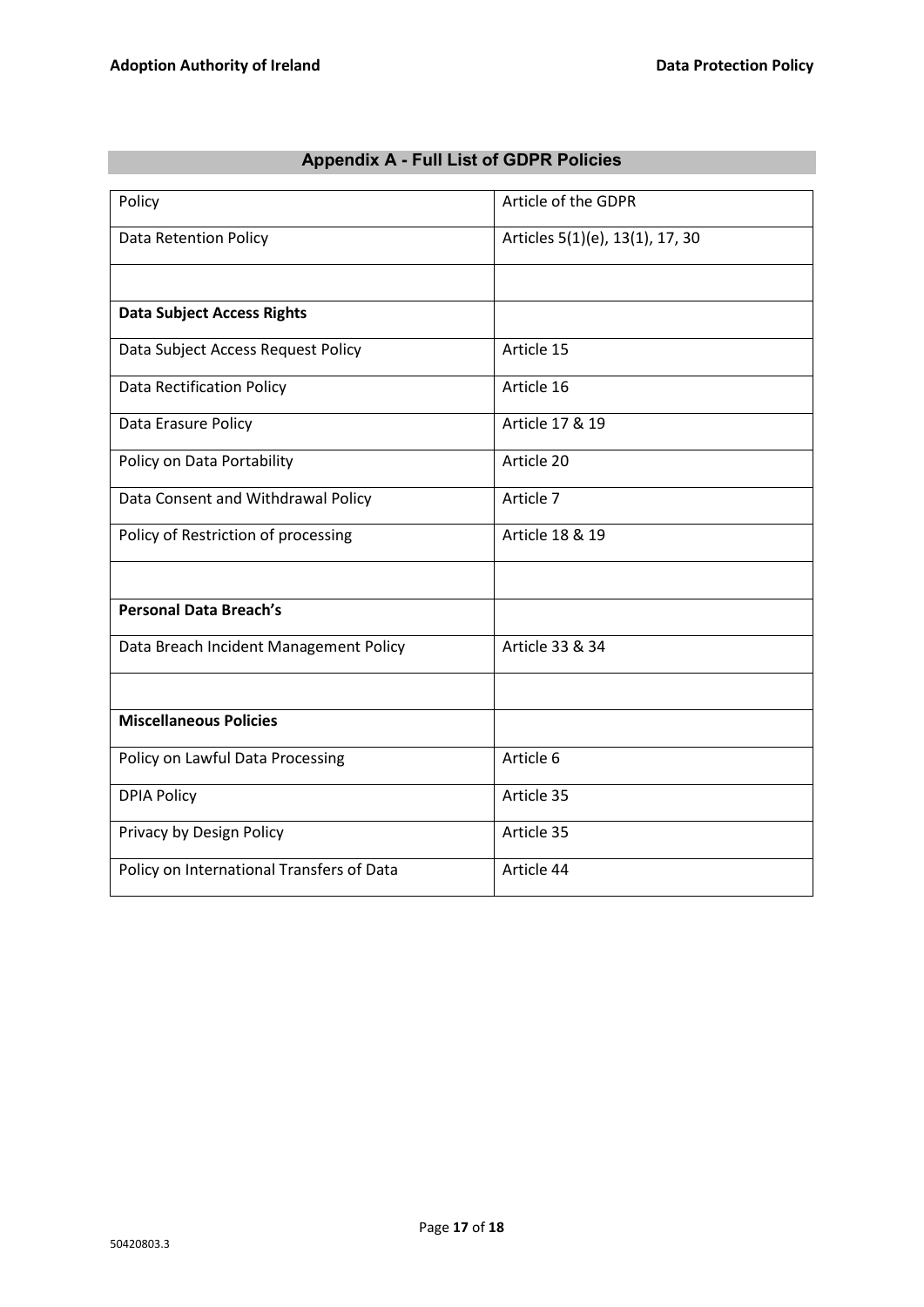## Appendix A - Full List of GDPR Policies

| Policy | Article of the GDPR |
|---|---|
| Data Retention Policy | Articles 5(1)(e), 13(1), 17, 30 |
| | |
| **Data Subject Access Rights** | |
| Data Subject Access Request Policy | Article 15 |
| Data Rectification Policy | Article 16 |
| Data Erasure Policy | Article 17 & 19 |
| Policy on Data Portability | Article 20 |
| Data Consent and Withdrawal Policy | Article 7 |
| Policy of Restriction of processing | Article 18 & 19 |
| | |
| **Personal Data Breach's** | |
| Data Breach Incident Management Policy | Article 33 & 34 |
| | |
| **Miscellaneous Policies** | |
| Policy on Lawful Data Processing | Article 6 |
| DPIA Policy | Article 35 |
| Privacy by Design Policy | Article 35 |
| Policy on International Transfers of Data | Article 44 |

50420803.3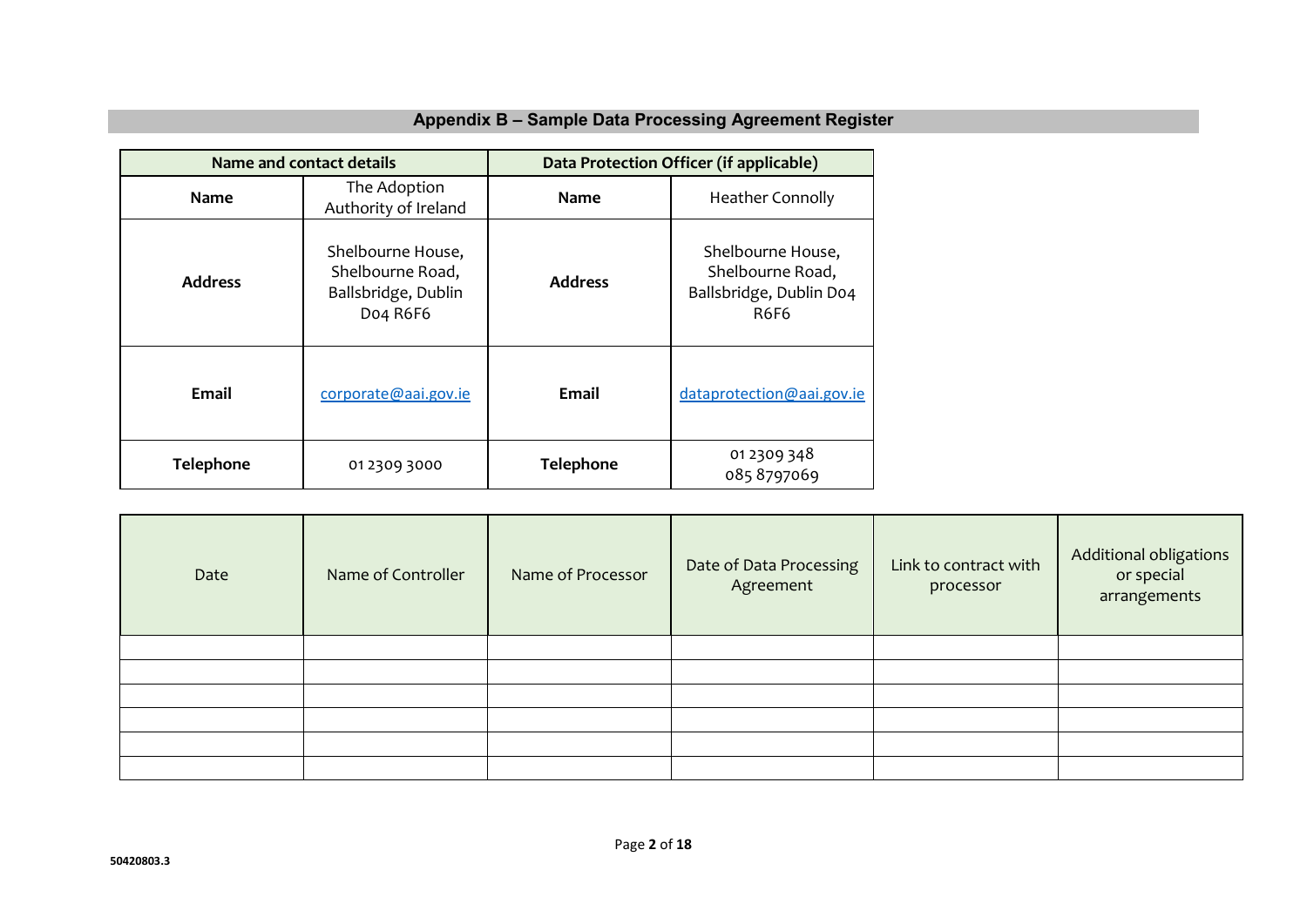## Appendix B – Sample Data Processing Agreement Register

| Name and contact details | | Data Protection Officer (if applicable) | |
|---|---|---|---|
| **Name** | The Adoption Authority of Ireland | **Name** | Heather Connolly |
| **Address** | Shelbourne House, Shelbourne Road, Ballsbridge, Dublin D04 R6F6 | **Address** | Shelbourne House, Shelbourne Road, Ballsbridge, Dublin D04 R6F6 |
| **Email** | corporate@aai.gov.ie | **Email** | dataprotection@aai.gov.ie |
| **Telephone** | 01 2309 3000 | **Telephone** | 01 2309 348<br>085 8797069 |

| Date | Name of Controller | Name of Processor | Date of Data Processing Agreement | Link to contract with processor | Additional obligations or special arrangements |
|---|---|---|---|---|---|
| | | | | | |
| | | | | | |
| | | | | | |
| | | | | | |
| | | | | | |
| | | | | | |

50420803.3